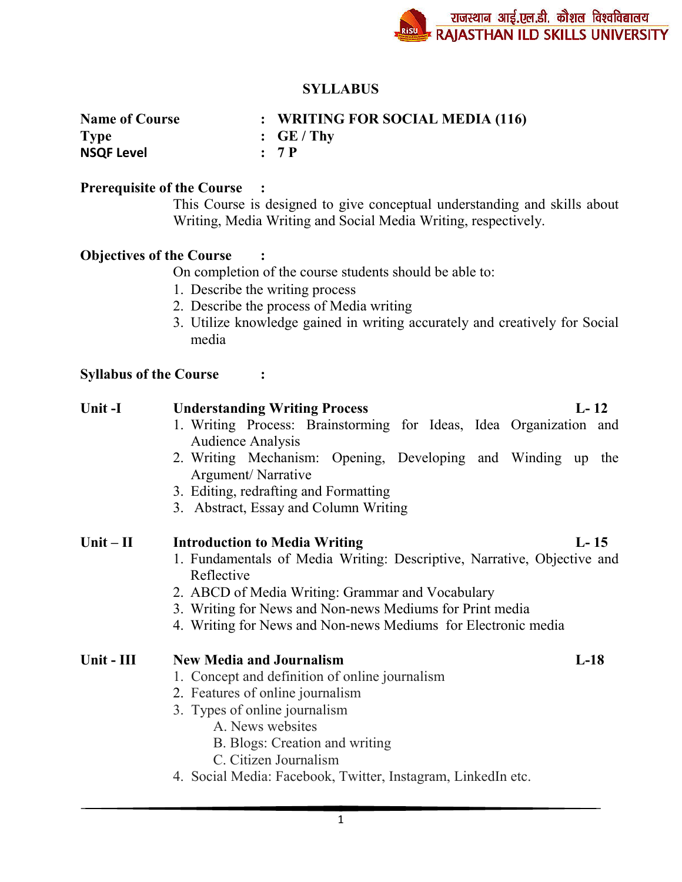# SYLLABUS

**Name of Course** : **WRITING FOR SOCIAL MEDIA (116)**
**Type** : **GE / Thy**
**NSQF Level** : **7 P**

**Prerequisite of the Course :**

This Course is designed to give conceptual understanding and skills about Writing, Media Writing and Social Media Writing, respectively.

**Objectives of the Course :**

On completion of the course students should be able to:

1. Describe the writing process
2. Describe the process of Media writing
3. Utilize knowledge gained in writing accurately and creatively for Social media

**Syllabus of the Course :**

**Unit -I** **Understanding Writing Process** **L- 12**

1. Writing Process: Brainstorming for Ideas, Idea Organization and Audience Analysis
2. Writing Mechanism: Opening, Developing and Winding up the Argument/ Narrative
3. Editing, redrafting and Formatting
3. Abstract, Essay and Column Writing

**Unit – II** **Introduction to Media Writing** **L- 15**

1. Fundamentals of Media Writing: Descriptive, Narrative, Objective and Reflective
2. ABCD of Media Writing: Grammar and Vocabulary
3. Writing for News and Non-news Mediums for Print media
4. Writing for News and Non-news Mediums for Electronic media

**Unit - III** **New Media and Journalism** **L-18**

1. Concept and definition of online journalism
2. Features of online journalism
3. Types of online journalism
   - A. News websites
   - B. Blogs: Creation and writing
   - C. Citizen Journalism
4. Social Media: Facebook, Twitter, Instagram, LinkedIn etc.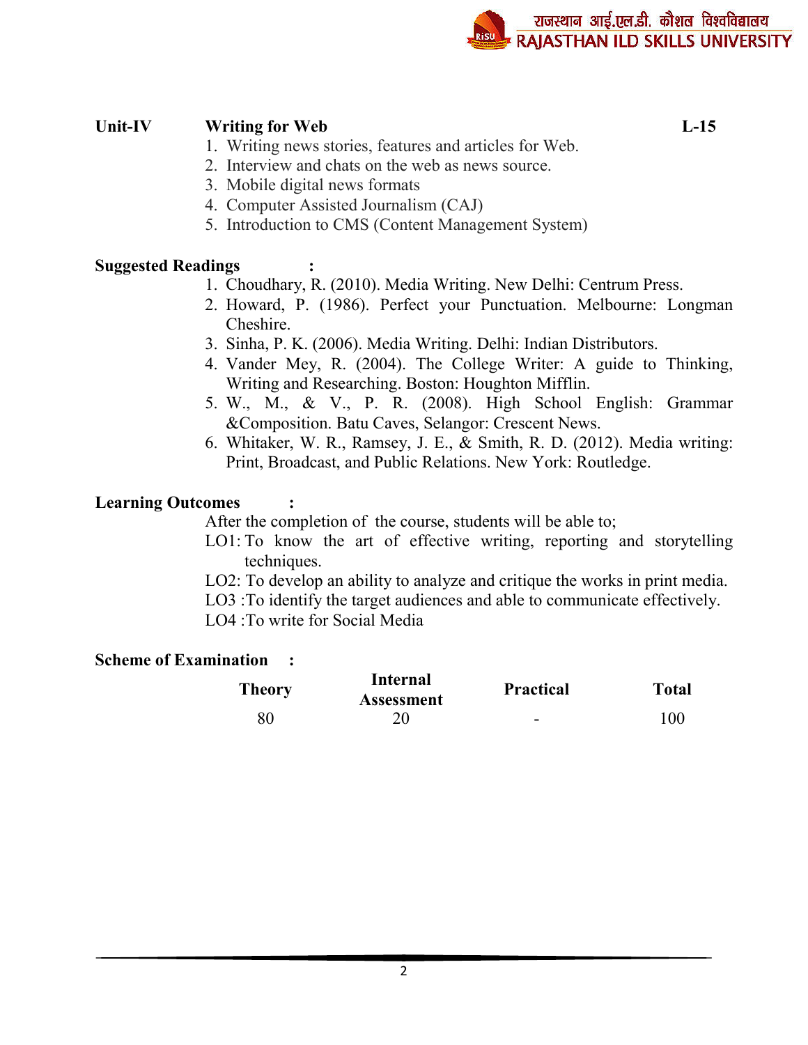**Unit-IV Writing for Web L-15**

1. Writing news stories, features and articles for Web.
2. Interview and chats on the web as news source.
3. Mobile digital news formats
4. Computer Assisted Journalism (CAJ)
5. Introduction to CMS (Content Management System)

**Suggested Readings :**

1. Choudhary, R. (2010). Media Writing. New Delhi: Centrum Press.
2. Howard, P. (1986). Perfect your Punctuation. Melbourne: Longman Cheshire.
3. Sinha, P. K. (2006). Media Writing. Delhi: Indian Distributors.
4. Vander Mey, R. (2004). The College Writer: A guide to Thinking, Writing and Researching. Boston: Houghton Mifflin.
5. W., M., & V., P. R. (2008). High School English: Grammar &Composition. Batu Caves, Selangor: Crescent News.
6. Whitaker, W. R., Ramsey, J. E., & Smith, R. D. (2012). Media writing: Print, Broadcast, and Public Relations. New York: Routledge.

**Learning Outcomes :**

After the completion of the course, students will be able to;

LO1: To know the art of effective writing, reporting and storytelling techniques.

LO2: To develop an ability to analyze and critique the works in print media.

LO3 :To identify the target audiences and able to communicate effectively.

LO4 :To write for Social Media

**Scheme of Examination :**

| Theory | Internal Assessment | Practical | Total |
|---|---|---|---|
| 80 | 20 | - | 100 |